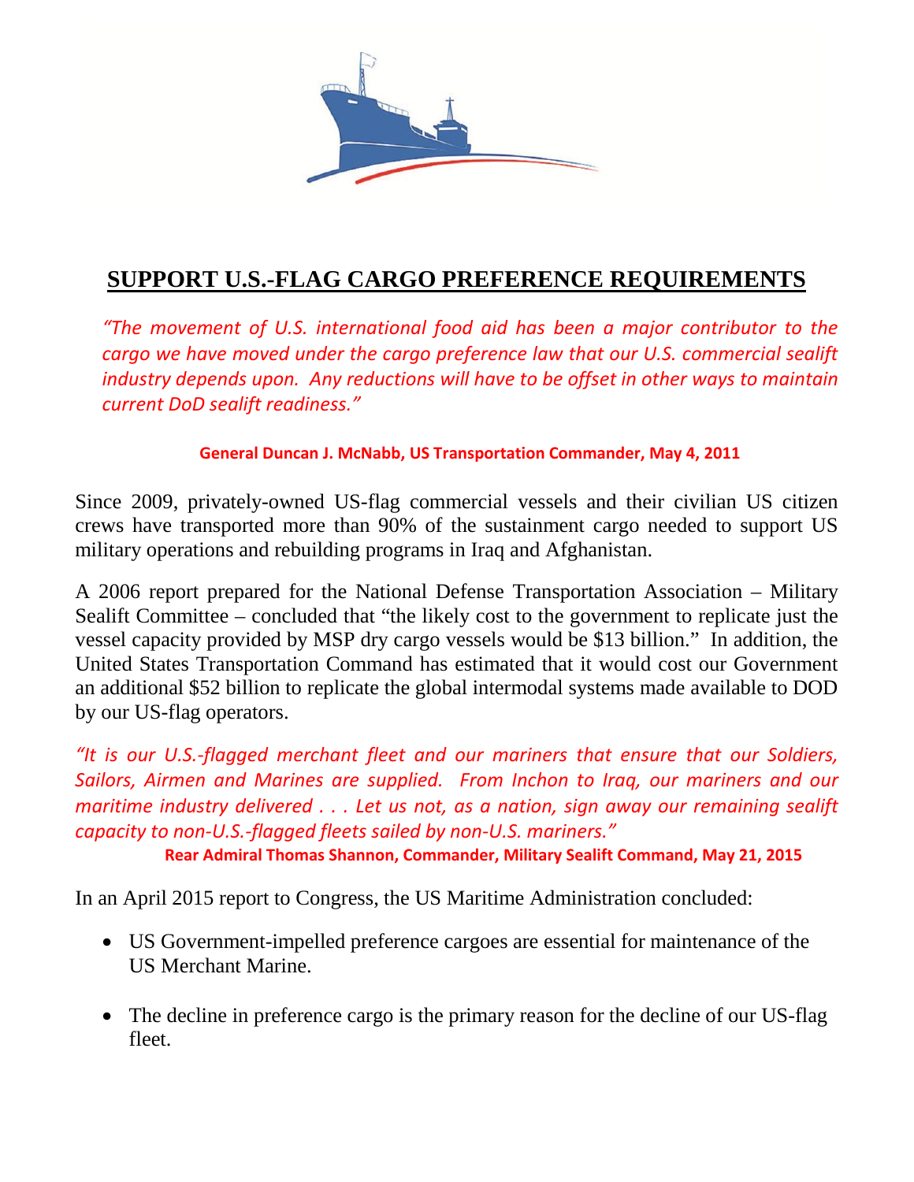# SUPPORT U.S.-FLAG CARGO PREFERENCE REQUIREMENTS

*"The movement of U.S. international food aid has been a major contributor to the cargo we have moved under the cargo preference law that our U.S. commercial sealift industry depends upon. Any reductions will have to be offset in other ways to maintain current DoD sealift readiness."*

**General Duncan J. McNabb, US Transportation Commander, May 4, 2011**

Since 2009, privately-owned US-flag commercial vessels and their civilian US citizen crews have transported more than 90% of the sustainment cargo needed to support US military operations and rebuilding programs in Iraq and Afghanistan.

A 2006 report prepared for the National Defense Transportation Association – Military Sealift Committee – concluded that "the likely cost to the government to replicate just the vessel capacity provided by MSP dry cargo vessels would be $13 billion." In addition, the United States Transportation Command has estimated that it would cost our Government an additional $52 billion to replicate the global intermodal systems made available to DOD by our US-flag operators.

*"It is our U.S.-flagged merchant fleet and our mariners that ensure that our Soldiers, Sailors, Airmen and Marines are supplied. From Inchon to Iraq, our mariners and our maritime industry delivered . . . Let us not, as a nation, sign away our remaining sealift capacity to non-U.S.-flagged fleets sailed by non-U.S. mariners."*

**Rear Admiral Thomas Shannon, Commander, Military Sealift Command, May 21, 2015**

In an April 2015 report to Congress, the US Maritime Administration concluded:

- US Government-impelled preference cargoes are essential for maintenance of the US Merchant Marine.
- The decline in preference cargo is the primary reason for the decline of our US-flag fleet.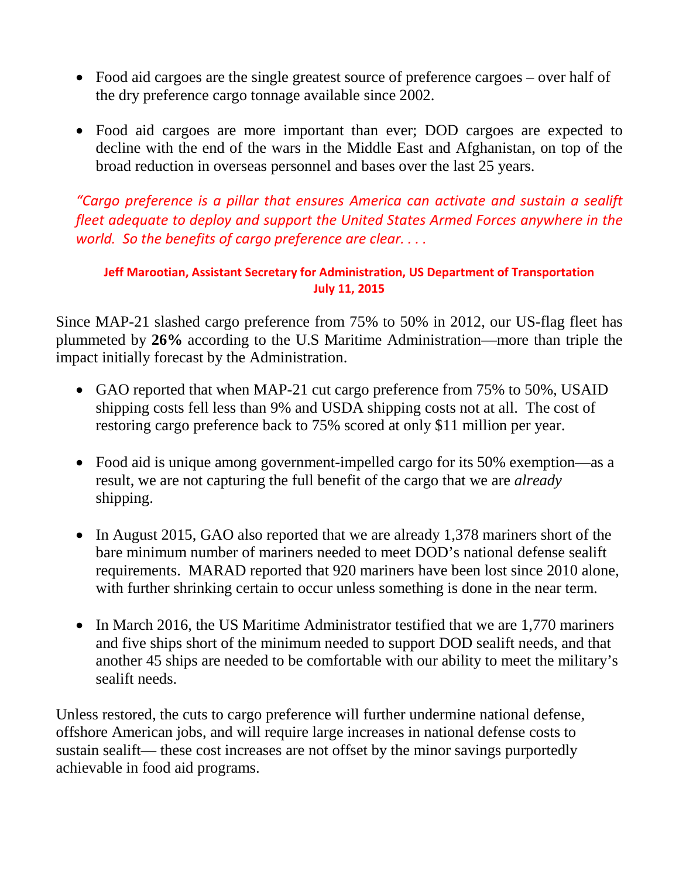- Food aid cargoes are the single greatest source of preference cargoes – over half of the dry preference cargo tonnage available since 2002.

- Food aid cargoes are more important than ever; DOD cargoes are expected to decline with the end of the wars in the Middle East and Afghanistan, on top of the broad reduction in overseas personnel and bases over the last 25 years.

*"Cargo preference is a pillar that ensures America can activate and sustain a sealift fleet adequate to deploy and support the United States Armed Forces anywhere in the world. So the benefits of cargo preference are clear. . . .*

**Jeff Marootian, Assistant Secretary for Administration, US Department of Transportation**
**July 11, 2015**

Since MAP-21 slashed cargo preference from 75% to 50% in 2012, our US-flag fleet has plummeted by **26%** according to the U.S Maritime Administration—more than triple the impact initially forecast by the Administration.

- GAO reported that when MAP-21 cut cargo preference from 75% to 50%, USAID shipping costs fell less than 9% and USDA shipping costs not at all. The cost of restoring cargo preference back to 75% scored at only $11 million per year.

- Food aid is unique among government-impelled cargo for its 50% exemption—as a result, we are not capturing the full benefit of the cargo that we are *already* shipping.

- In August 2015, GAO also reported that we are already 1,378 mariners short of the bare minimum number of mariners needed to meet DOD's national defense sealift requirements. MARAD reported that 920 mariners have been lost since 2010 alone, with further shrinking certain to occur unless something is done in the near term.

- In March 2016, the US Maritime Administrator testified that we are 1,770 mariners and five ships short of the minimum needed to support DOD sealift needs, and that another 45 ships are needed to be comfortable with our ability to meet the military's sealift needs.

Unless restored, the cuts to cargo preference will further undermine national defense, offshore American jobs, and will require large increases in national defense costs to sustain sealift— these cost increases are not offset by the minor savings purportedly achievable in food aid programs.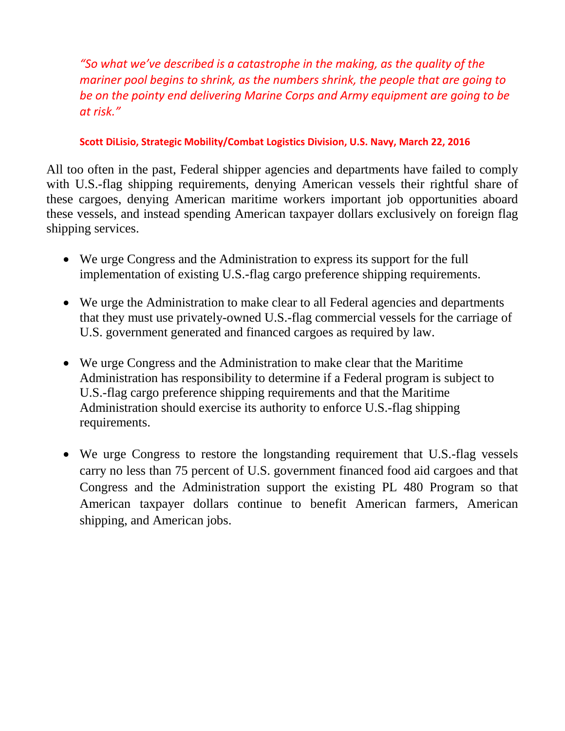*"So what we've described is a catastrophe in the making, as the quality of the mariner pool begins to shrink, as the numbers shrink, the people that are going to be on the pointy end delivering Marine Corps and Army equipment are going to be at risk."*

**Scott DiLisio, Strategic Mobility/Combat Logistics Division, U.S. Navy, March 22, 2016**

All too often in the past, Federal shipper agencies and departments have failed to comply with U.S.-flag shipping requirements, denying American vessels their rightful share of these cargoes, denying American maritime workers important job opportunities aboard these vessels, and instead spending American taxpayer dollars exclusively on foreign flag shipping services.

- We urge Congress and the Administration to express its support for the full implementation of existing U.S.-flag cargo preference shipping requirements.
- We urge the Administration to make clear to all Federal agencies and departments that they must use privately-owned U.S.-flag commercial vessels for the carriage of U.S. government generated and financed cargoes as required by law.
- We urge Congress and the Administration to make clear that the Maritime Administration has responsibility to determine if a Federal program is subject to U.S.-flag cargo preference shipping requirements and that the Maritime Administration should exercise its authority to enforce U.S.-flag shipping requirements.
- We urge Congress to restore the longstanding requirement that U.S.-flag vessels carry no less than 75 percent of U.S. government financed food aid cargoes and that Congress and the Administration support the existing PL 480 Program so that American taxpayer dollars continue to benefit American farmers, American shipping, and American jobs.